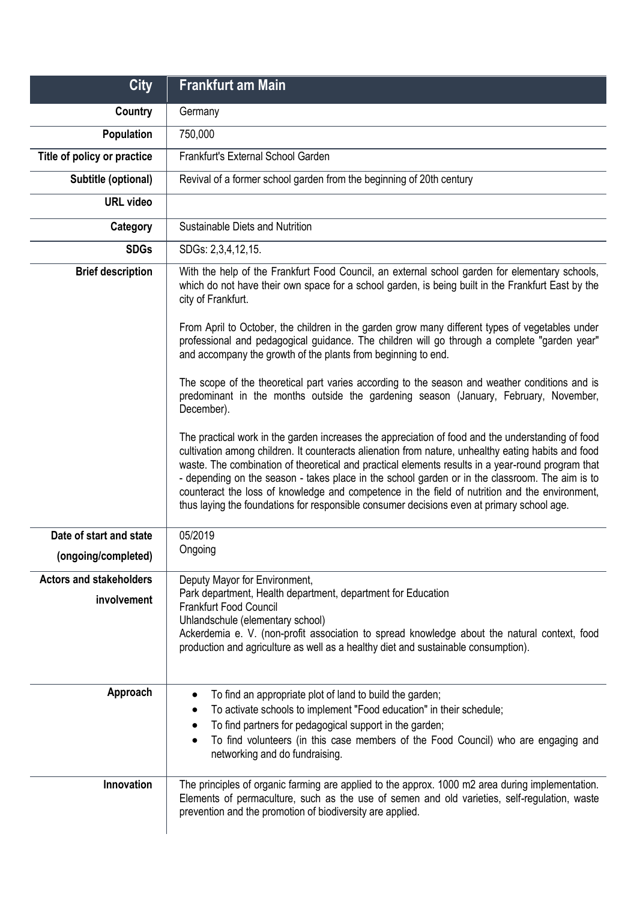| City | Frankfurt am Main |
|---|---|
| Country | Germany |
| Population | 750,000 |
| Title of policy or practice | Frankfurt's External School Garden |
| Subtitle (optional) | Revival of a former school garden from the beginning of 20th century |
| URL video | |
| Category | Sustainable Diets and Nutrition |
| SDGs | SDGs: 2,3,4,12,15. |
| Brief description | With the help of the Frankfurt Food Council, an external school garden for elementary schools, which do not have their own space for a school garden, is being built in the Frankfurt East by the city of Frankfurt.<br><br>From April to October, the children in the garden grow many different types of vegetables under professional and pedagogical guidance. The children will go through a complete "garden year" and accompany the growth of the plants from beginning to end.<br><br>The scope of the theoretical part varies according to the season and weather conditions and is predominant in the months outside the gardening season (January, February, November, December).<br><br>The practical work in the garden increases the appreciation of food and the understanding of food cultivation among children. It counteracts alienation from nature, unhealthy eating habits and food waste. The combination of theoretical and practical elements results in a year-round program that - depending on the season - takes place in the school garden or in the classroom. The aim is to counteract the loss of knowledge and competence in the field of nutrition and the environment, thus laying the foundations for responsible consumer decisions even at primary school age. |
| Date of start and state (ongoing/completed) | 05/2019<br>Ongoing |
| Actors and stakeholders involvement | Deputy Mayor for Environment,<br>Park department, Health department, department for Education<br>Frankfurt Food Council<br>Uhlandschule (elementary school)<br>Ackerdemia e. V. (non-profit association to spread knowledge about the natural context, food production and agriculture as well as a healthy diet and sustainable consumption). |
| Approach | • To find an appropriate plot of land to build the garden;<br>• To activate schools to implement "Food education" in their schedule;<br>• To find partners for pedagogical support in the garden;<br>• To find volunteers (in this case members of the Food Council) who are engaging and networking and do fundraising. |
| Innovation | The principles of organic farming are applied to the approx. 1000 m2 area during implementation. Elements of permaculture, such as the use of semen and old varieties, self-regulation, waste prevention and the promotion of biodiversity are applied. |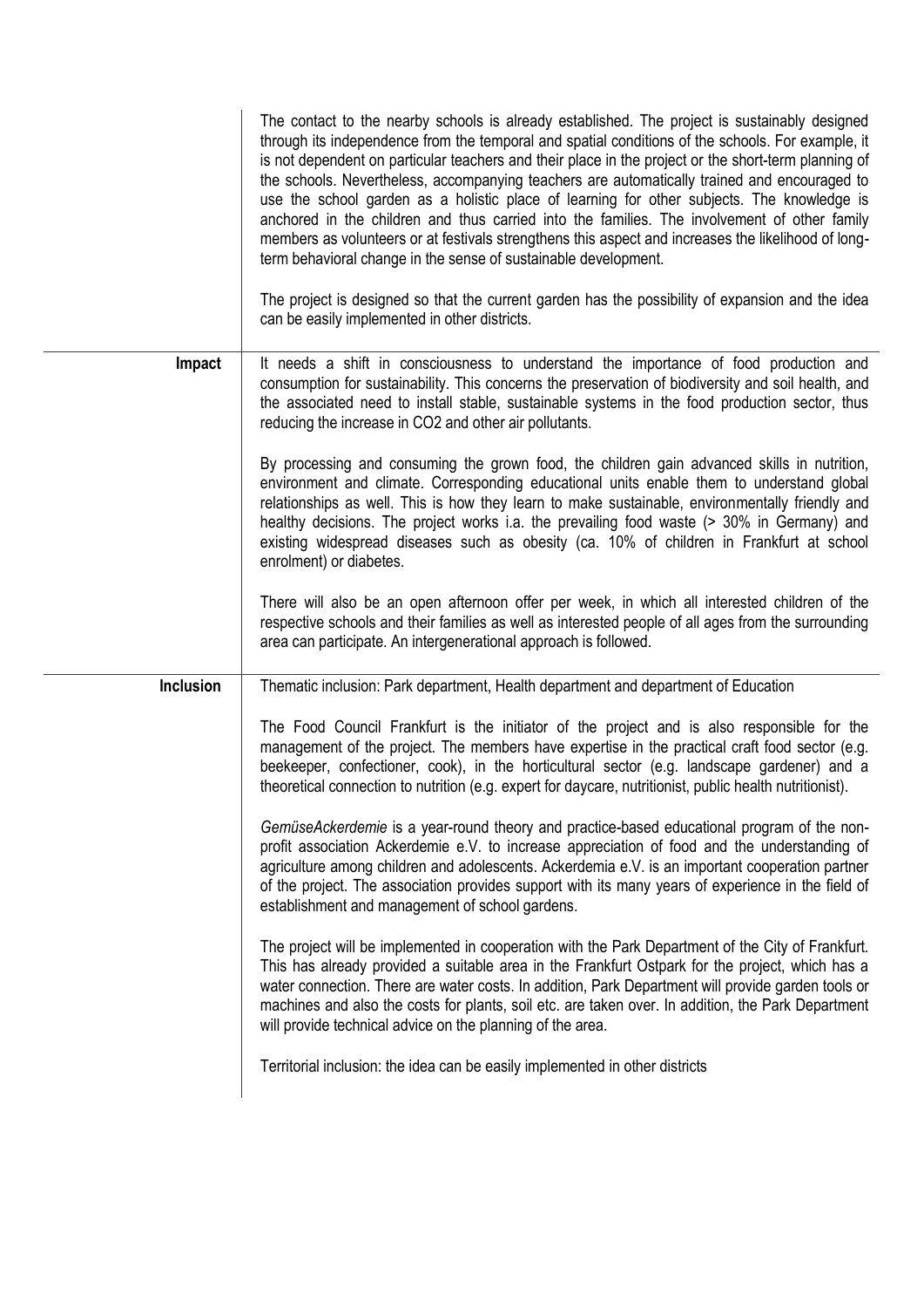| | |
|---|---|
| | The contact to the nearby schools is already established. The project is sustainably designed through its independence from the temporal and spatial conditions of the schools. For example, it is not dependent on particular teachers and their place in the project or the short-term planning of the schools. Nevertheless, accompanying teachers are automatically trained and encouraged to use the school garden as a holistic place of learning for other subjects. The knowledge is anchored in the children and thus carried into the families. The involvement of other family members as volunteers or at festivals strengthens this aspect and increases the likelihood of long-term behavioral change in the sense of sustainable development.<br><br>The project is designed so that the current garden has the possibility of expansion and the idea can be easily implemented in other districts. |
| **Impact** | It needs a shift in consciousness to understand the importance of food production and consumption for sustainability. This concerns the preservation of biodiversity and soil health, and the associated need to install stable, sustainable systems in the food production sector, thus reducing the increase in $CO_2$ and other air pollutants.<br><br>By processing and consuming the grown food, the children gain advanced skills in nutrition, environment and climate. Corresponding educational units enable them to understand global relationships as well. This is how they learn to make sustainable, environmentally friendly and healthy decisions. The project works i.a. the prevailing food waste (> 30% in Germany) and existing widespread diseases such as obesity (ca. 10% of children in Frankfurt at school enrolment) or diabetes.<br><br>There will also be an open afternoon offer per week, in which all interested children of the respective schools and their families as well as interested people of all ages from the surrounding area can participate. An intergenerational approach is followed. |
| **Inclusion** | Thematic inclusion: Park department, Health department and department of Education<br><br>The Food Council Frankfurt is the initiator of the project and is also responsible for the management of the project. The members have expertise in the practical craft food sector (e.g. beekeeper, confectioner, cook), in the horticultural sector (e.g. landscape gardener) and a theoretical connection to nutrition (e.g. expert for daycare, nutritionist, public health nutritionist).<br><br>*GemüseAckerdemie* is a year-round theory and practice-based educational program of the non-profit association Ackerdemie e.V. to increase appreciation of food and the understanding of agriculture among children and adolescents. Ackerdemia e.V. is an important cooperation partner of the project. The association provides support with its many years of experience in the field of establishment and management of school gardens.<br><br>The project will be implemented in cooperation with the Park Department of the City of Frankfurt. This has already provided a suitable area in the Frankfurt Ostpark for the project, which has a water connection. There are water costs. In addition, Park Department will provide garden tools or machines and also the costs for plants, soil etc. are taken over. In addition, the Park Department will provide technical advice on the planning of the area.<br><br>Territorial inclusion: the idea can be easily implemented in other districts |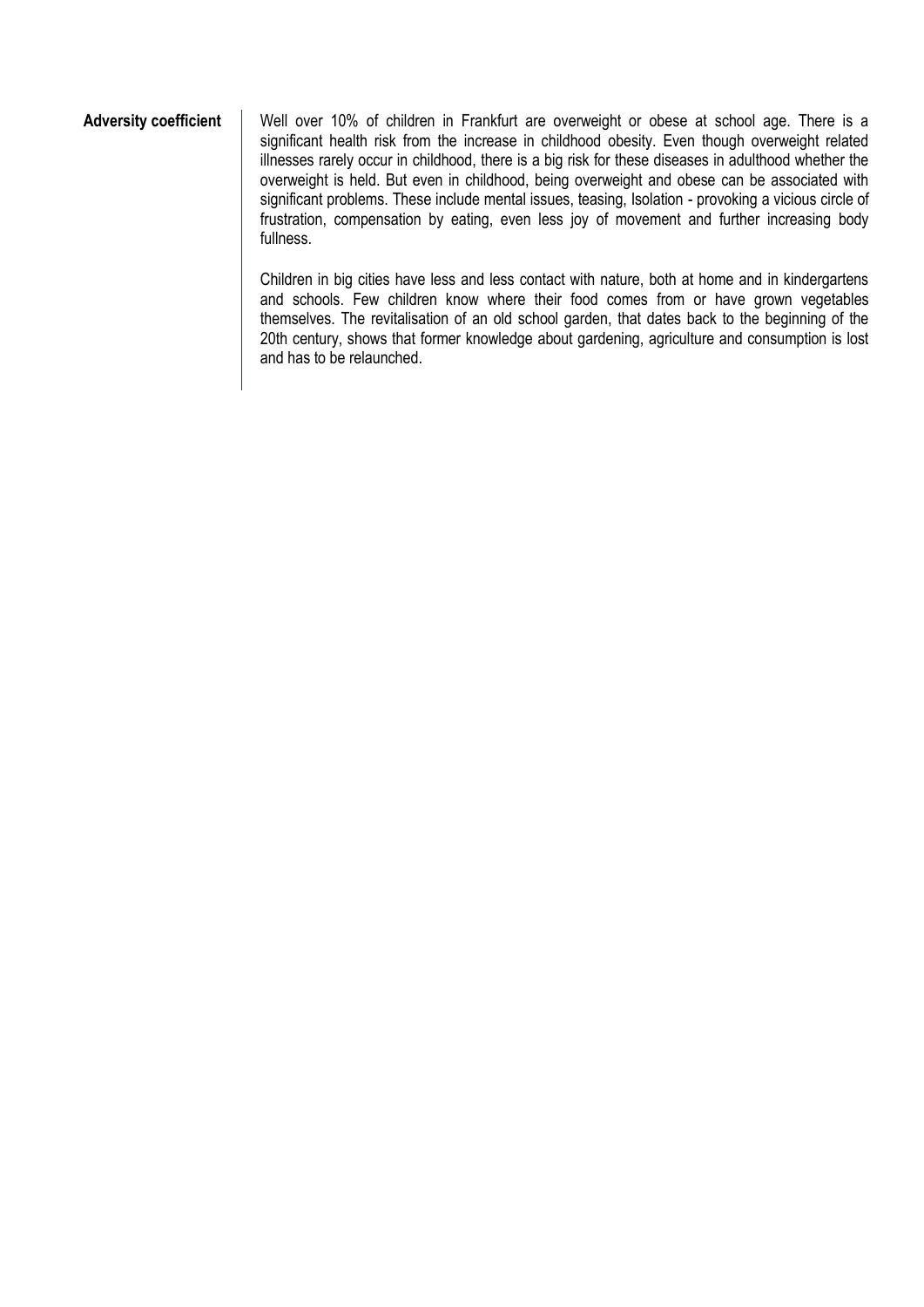**Adversity coefficient**

Well over 10% of children in Frankfurt are overweight or obese at school age. There is a significant health risk from the increase in childhood obesity. Even though overweight related illnesses rarely occur in childhood, there is a big risk for these diseases in adulthood whether the overweight is held. But even in childhood, being overweight and obese can be associated with significant problems. These include mental issues, teasing, Isolation - provoking a vicious circle of frustration, compensation by eating, even less joy of movement and further increasing body fullness.

Children in big cities have less and less contact with nature, both at home and in kindergartens and schools. Few children know where their food comes from or have grown vegetables themselves. The revitalisation of an old school garden, that dates back to the beginning of the 20th century, shows that former knowledge about gardening, agriculture and consumption is lost and has to be relaunched.